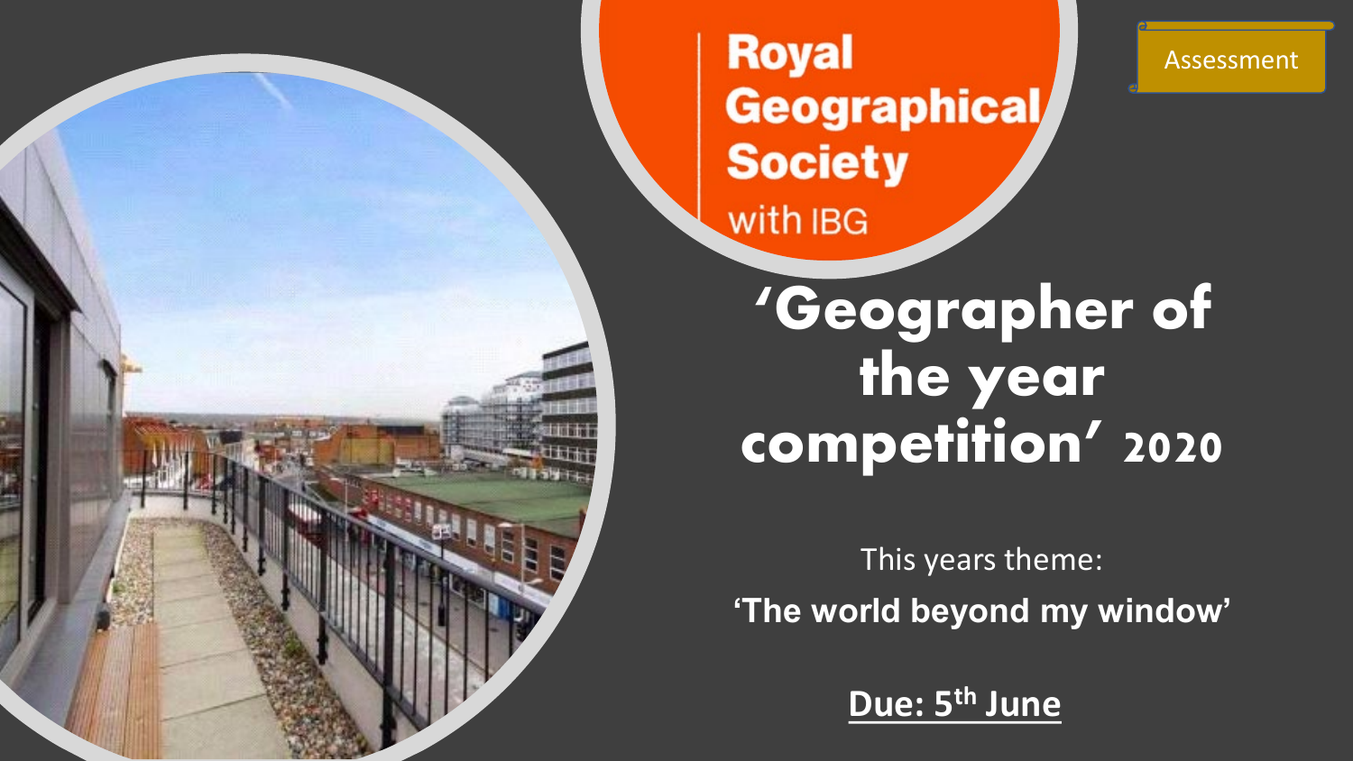Assessment

Royal Geographical Society with IBG

# 'Geographer of the year competition' 2020

This years theme:

**'The world beyond my window'**

**Due: 5th June**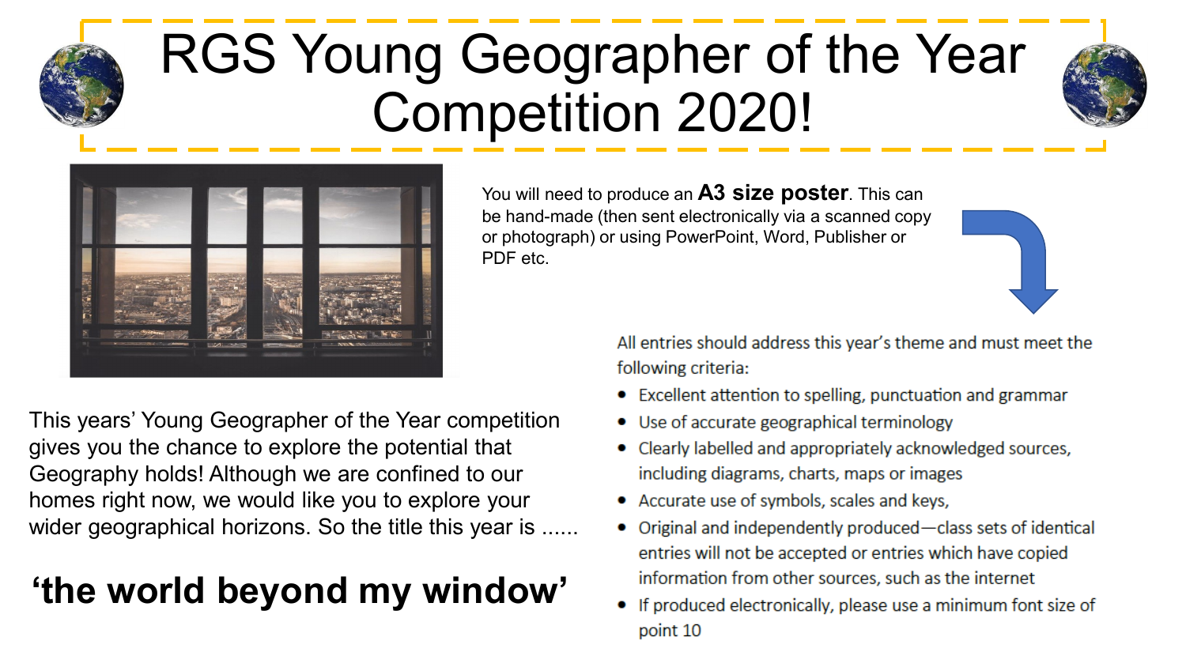# RGS Young Geographer of the Year Competition 2020!

You will need to produce an **A3 size poster**. This can be hand-made (then sent electronically via a scanned copy or photograph) or using PowerPoint, Word, Publisher or PDF etc.

This years' Young Geographer of the Year competition gives you the chance to explore the potential that Geography holds! Although we are confined to our homes right now, we would like you to explore your wider geographical horizons. So the title this year is ......

**'the world beyond my window'**

All entries should address this year's theme and must meet the following criteria:

- Excellent attention to spelling, punctuation and grammar
- Use of accurate geographical terminology
- Clearly labelled and appropriately acknowledged sources, including diagrams, charts, maps or images
- Accurate use of symbols, scales and keys,
- Original and independently produced—class sets of identical entries will not be accepted or entries which have copied information from other sources, such as the internet
- If produced electronically, please use a minimum font size of point 10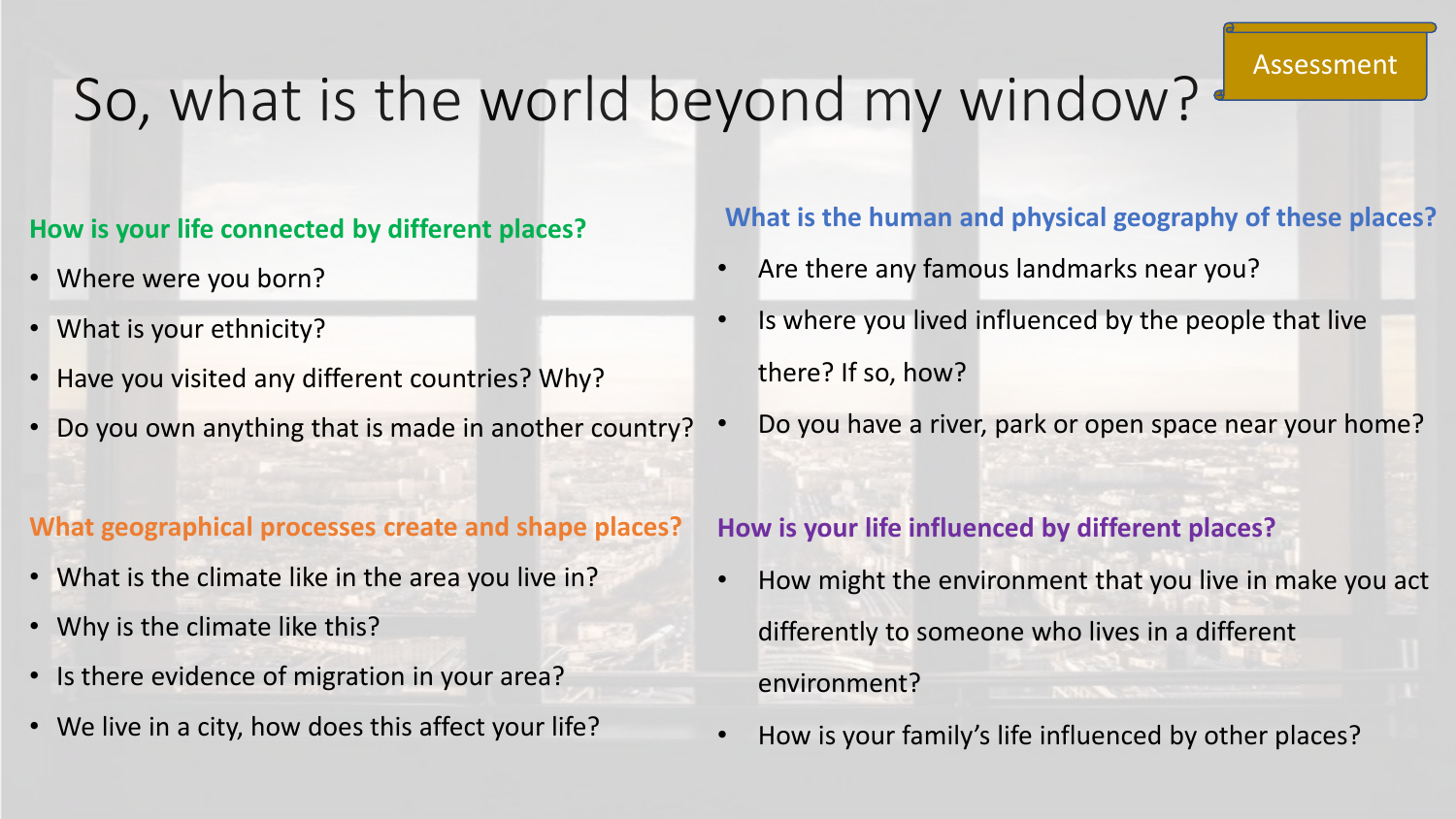# So, what is the world beyond my window?

Assessment

## How is your life connected by different places?

- Where were you born?
- What is your ethnicity?
- Have you visited any different countries? Why?
- Do you own anything that is made in another country?

## What is the human and physical geography of these places?

- Are there any famous landmarks near you?
- Is where you lived influenced by the people that live there? If so, how?
- Do you have a river, park or open space near your home?

## What geographical processes create and shape places?

- What is the climate like in the area you live in?
- Why is the climate like this?
- Is there evidence of migration in your area?
- We live in a city, how does this affect your life?

## How is your life influenced by different places?

- How might the environment that you live in make you act differently to someone who lives in a different environment?
- How is your family's life influenced by other places?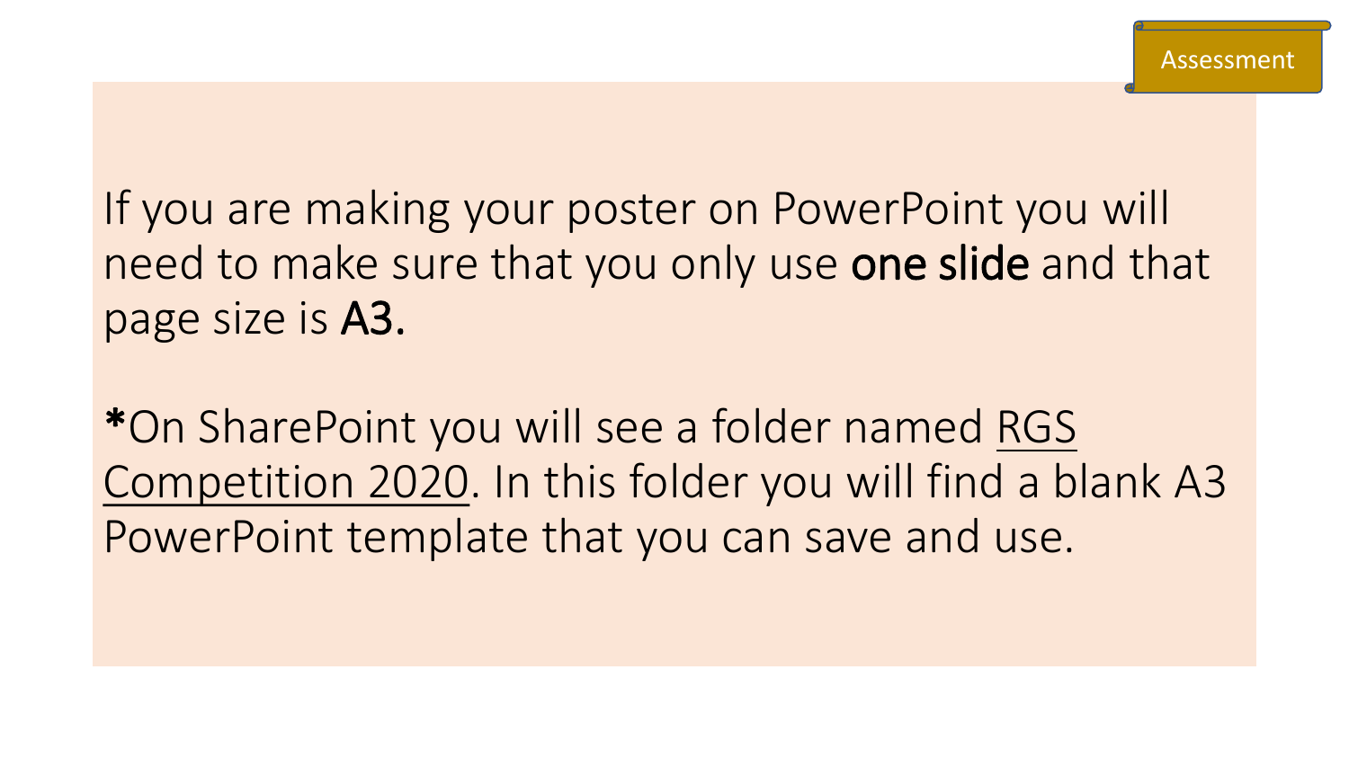Assessment

If you are making your poster on PowerPoint you will need to make sure that you only use **one slide** and that page size is **A3.**

**\***On SharePoint you will see a folder named <u>RGS Competition 2020</u>. In this folder you will find a blank A3 PowerPoint template that you can save and use.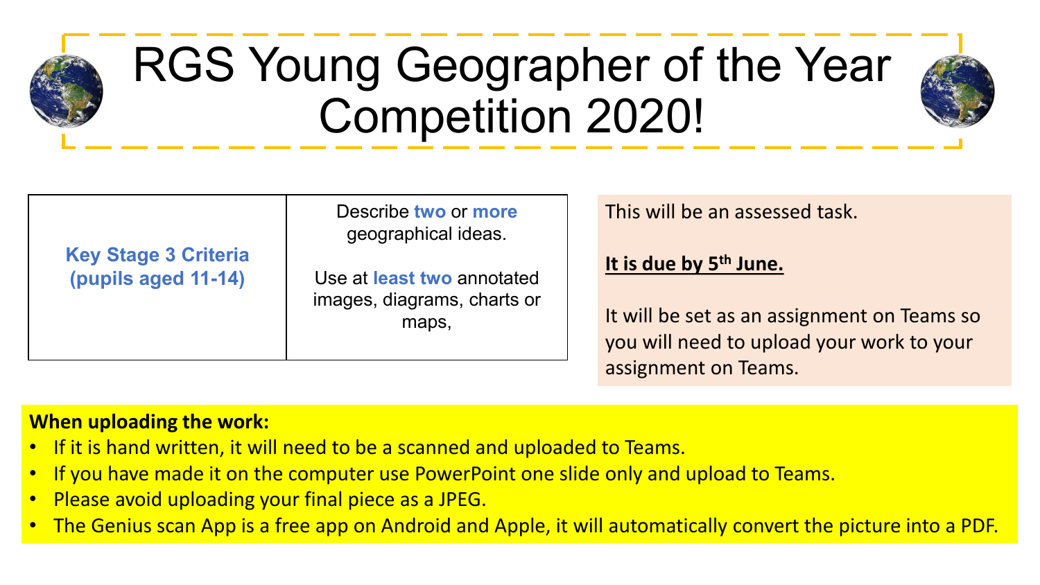# RGS Young Geographer of the Year Competition 2020!

| **Key Stage 3 Criteria (pupils aged 11-14)** | Describe **two** or **more** geographical ideas.<br><br>Use at **least two** annotated images, diagrams, charts or maps, |
|---|---|

This will be an assessed task.

**It is due by 5th June.**

It will be set as an assignment on Teams so you will need to upload your work to your assignment on Teams.

**When uploading the work:**

- If it is hand written, it will need to be a scanned and uploaded to Teams.
- If you have made it on the computer use PowerPoint one slide only and upload to Teams.
- Please avoid uploading your final piece as a JPEG.
- The Genius scan App is a free app on Android and Apple, it will automatically convert the picture into a PDF.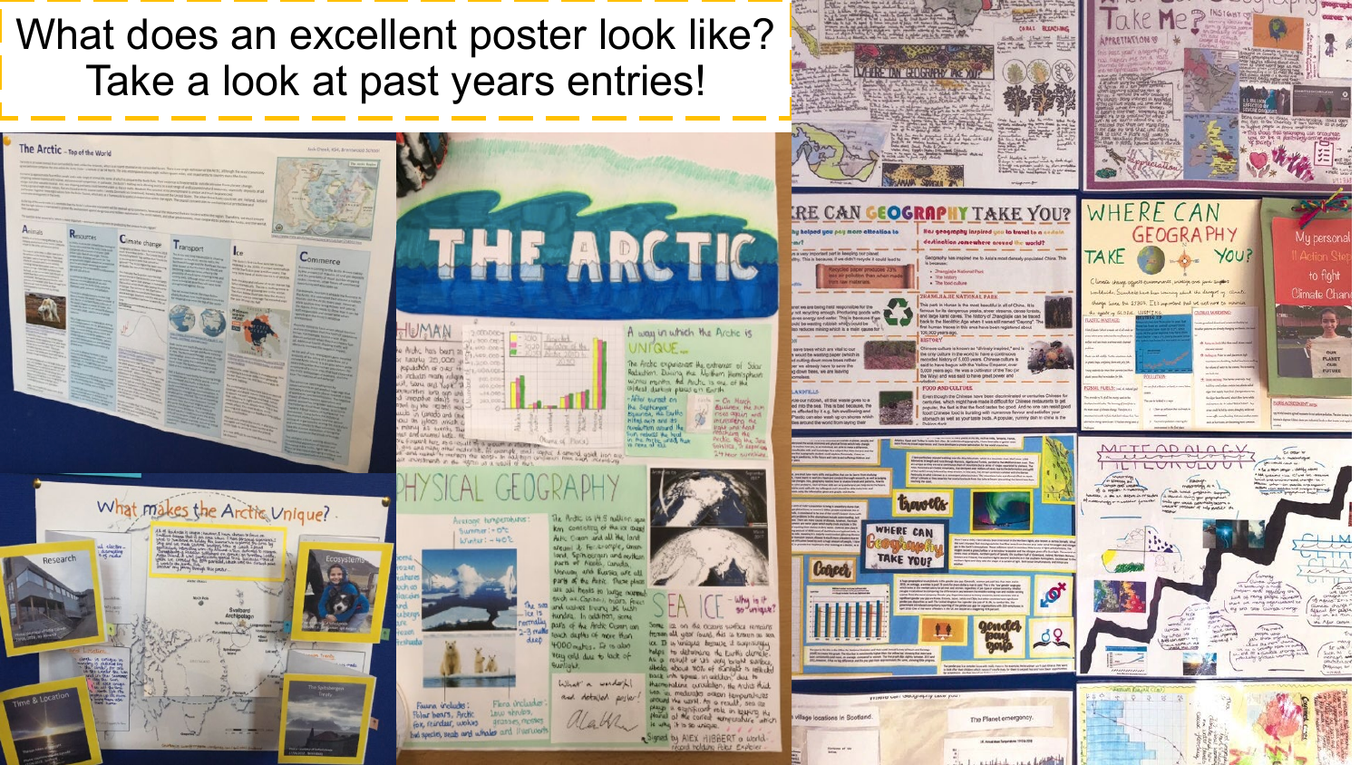What does an excellent poster look like?
Take a look at past years entries!